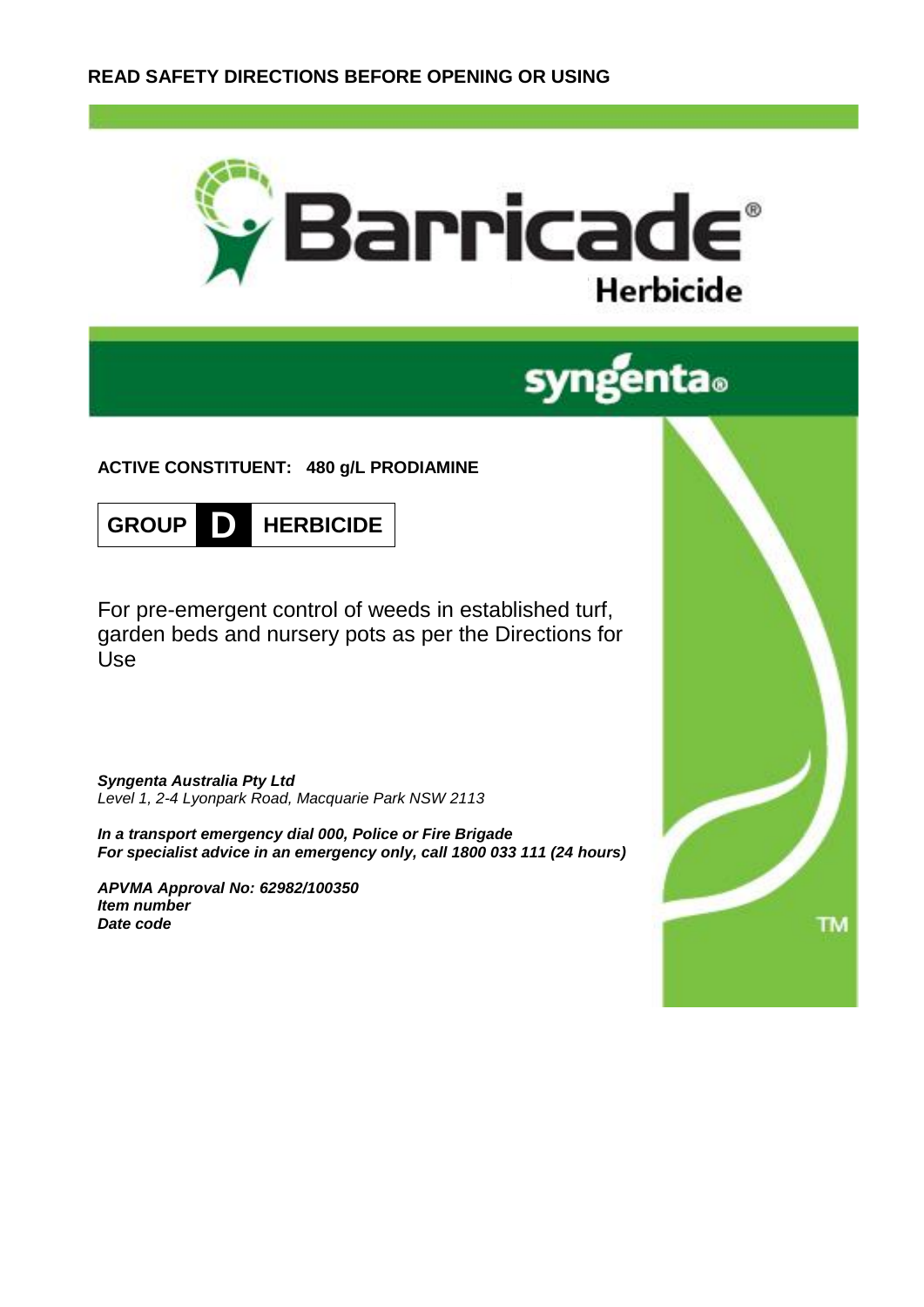**READ SAFETY DIRECTIONS BEFORE OPENING OR USING**

# Barricade®

## Herbicide

syngenta®

**ACTIVE CONSTITUENT: 480 g/L PRODIAMINE**

**GROUP D HERBICIDE**

For pre-emergent control of weeds in established turf, garden beds and nursery pots as per the Directions for Use

***Syngenta Australia Pty Ltd***
*Level 1, 2-4 Lyonpark Road, Macquarie Park NSW 2113*

***In a transport emergency dial 000, Police or Fire Brigade***
***For specialist advice in an emergency only, call 1800 033 111 (24 hours)***

***APVMA Approval No: 62982/100350***
***Item number***
***Date code***

TM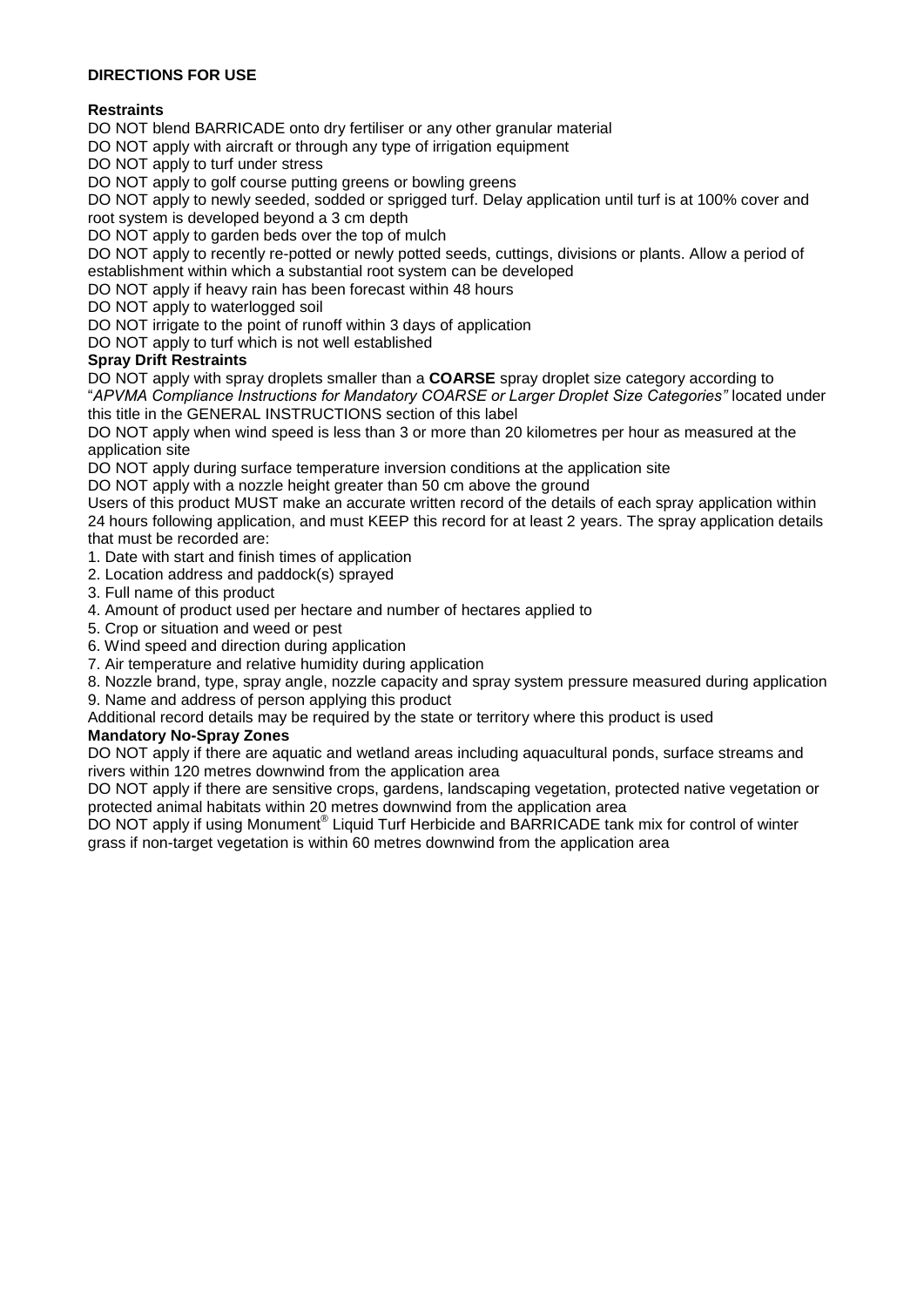**DIRECTIONS FOR USE**

**Restraints**

DO NOT blend BARRICADE onto dry fertiliser or any other granular material

DO NOT apply with aircraft or through any type of irrigation equipment

DO NOT apply to turf under stress

DO NOT apply to golf course putting greens or bowling greens

DO NOT apply to newly seeded, sodded or sprigged turf. Delay application until turf is at 100% cover and root system is developed beyond a 3 cm depth

DO NOT apply to garden beds over the top of mulch

DO NOT apply to recently re-potted or newly potted seeds, cuttings, divisions or plants. Allow a period of establishment within which a substantial root system can be developed

DO NOT apply if heavy rain has been forecast within 48 hours

DO NOT apply to waterlogged soil

DO NOT irrigate to the point of runoff within 3 days of application

DO NOT apply to turf which is not well established

**Spray Drift Restraints**

DO NOT apply with spray droplets smaller than a **COARSE** spray droplet size category according to "*APVMA Compliance Instructions for Mandatory COARSE or Larger Droplet Size Categories"* located under this title in the GENERAL INSTRUCTIONS section of this label

DO NOT apply when wind speed is less than 3 or more than 20 kilometres per hour as measured at the application site

DO NOT apply during surface temperature inversion conditions at the application site

DO NOT apply with a nozzle height greater than 50 cm above the ground

Users of this product MUST make an accurate written record of the details of each spray application within 24 hours following application, and must KEEP this record for at least 2 years. The spray application details that must be recorded are:

1. Date with start and finish times of application
2. Location address and paddock(s) sprayed
3. Full name of this product
4. Amount of product used per hectare and number of hectares applied to
5. Crop or situation and weed or pest
6. Wind speed and direction during application
7. Air temperature and relative humidity during application
8. Nozzle brand, type, spray angle, nozzle capacity and spray system pressure measured during application
9. Name and address of person applying this product

Additional record details may be required by the state or territory where this product is used

**Mandatory No-Spray Zones**

DO NOT apply if there are aquatic and wetland areas including aquacultural ponds, surface streams and rivers within 120 metres downwind from the application area

DO NOT apply if there are sensitive crops, gardens, landscaping vegetation, protected native vegetation or protected animal habitats within 20 metres downwind from the application area

DO NOT apply if using Monument® Liquid Turf Herbicide and BARRICADE tank mix for control of winter grass if non-target vegetation is within 60 metres downwind from the application area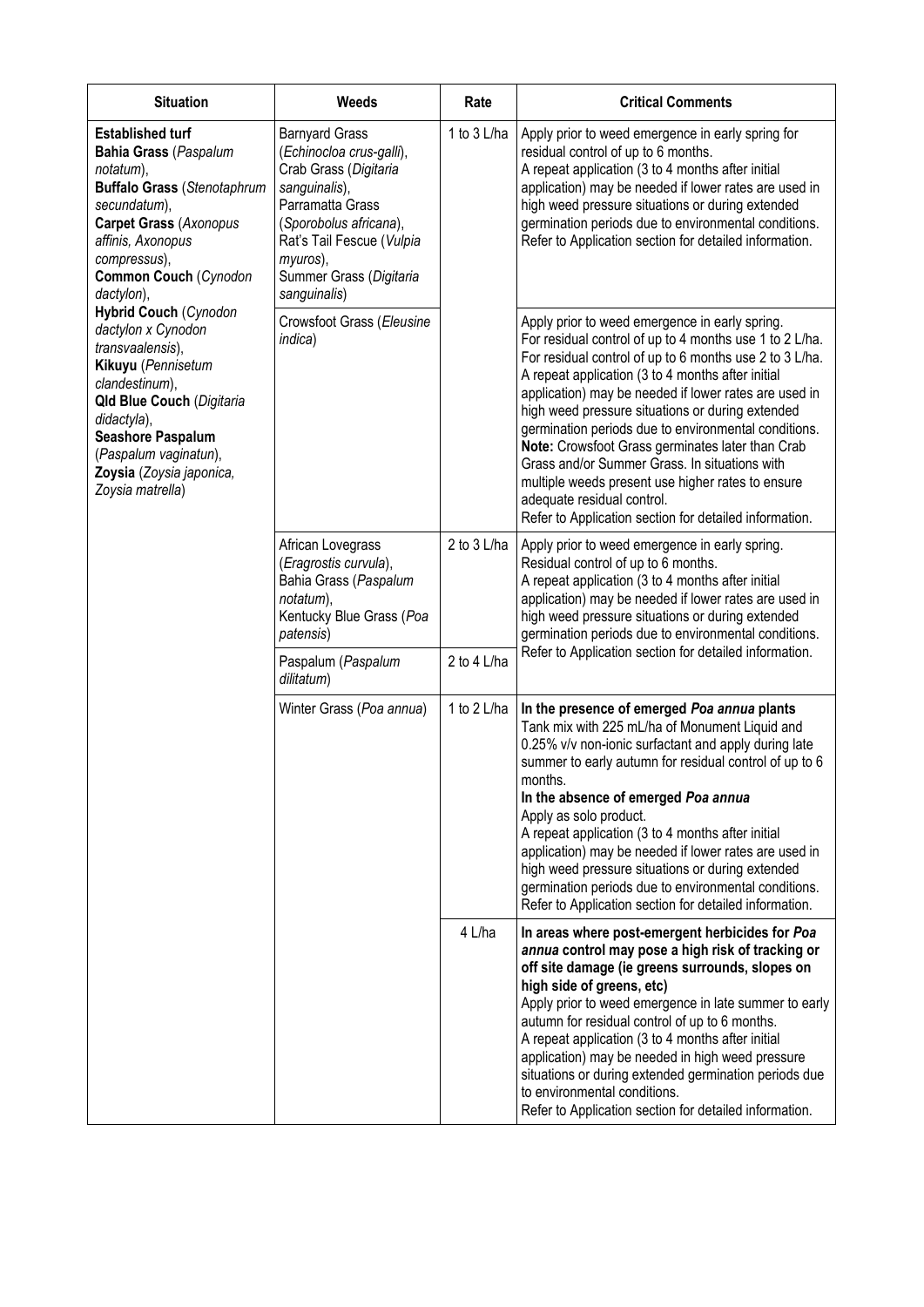| Situation | Weeds | Rate | Critical Comments |
|---|---|---|---|
| **Established turf**<br>**Bahia Grass** (*Paspalum notatum*),<br>**Buffalo Grass** (*Stenotaphrum secundatum*),<br>**Carpet Grass** (*Axonopus affinis, Axonopus compressus*),<br>**Common Couch** (*Cynodon dactylon*),<br>**Hybrid Couch** (*Cynodon dactylon x Cynodon transvaalensis*),<br>**Kikuyu** (*Pennisetum clandestinum*),<br>**Qld Blue Couch** (*Digitaria didactyla*),<br>**Seashore Paspalum** (*Paspalum vaginatun*),<br>**Zoysia** (*Zoysia japonica, Zoysia matrella*) | Barnyard Grass (*Echinocloa crus-galli*),<br>Crab Grass (*Digitaria sanguinalis*),<br>Parramatta Grass (*Sporobolus africana*),<br>Rat's Tail Fescue (*Vulpia myuros*),<br>Summer Grass (*Digitaria sanguinalis*) | 1 to 3 L/ha | Apply prior to weed emergence in early spring for residual control of up to 6 months.<br>A repeat application (3 to 4 months after initial application) may be needed if lower rates are used in high weed pressure situations or during extended germination periods due to environmental conditions.<br>Refer to Application section for detailed information. |
| | Crowsfoot Grass (*Eleusine indica*) | | Apply prior to weed emergence in early spring.<br>For residual control of up to 4 months use 1 to 2 L/ha.<br>For residual control of up to 6 months use 2 to 3 L/ha.<br>A repeat application (3 to 4 months after initial application) may be needed if lower rates are used in high weed pressure situations or during extended germination periods due to environmental conditions.<br>**Note:** Crowsfoot Grass germinates later than Crab Grass and/or Summer Grass. In situations with multiple weeds present use higher rates to ensure adequate residual control.<br>Refer to Application section for detailed information. |
| | African Lovegrass (*Eragrostis curvula*),<br>Bahia Grass (*Paspalum notatum*),<br>Kentucky Blue Grass (*Poa patensis*) | 2 to 3 L/ha | Apply prior to weed emergence in early spring.<br>Residual control of up to 6 months.<br>A repeat application (3 to 4 months after initial application) may be needed if lower rates are used in high weed pressure situations or during extended germination periods due to environmental conditions.<br>Refer to Application section for detailed information. |
| | Paspalum (*Paspalum dilitatum*) | 2 to 4 L/ha | |
| | Winter Grass (*Poa annua*) | 1 to 2 L/ha | **In the presence of emerged *Poa annua* plants**<br>Tank mix with 225 mL/ha of Monument Liquid and 0.25% v/v non-ionic surfactant and apply during late summer to early autumn for residual control of up to 6 months.<br>**In the absence of emerged *Poa annua***<br>Apply as solo product.<br>A repeat application (3 to 4 months after initial application) may be needed if lower rates are used in high weed pressure situations or during extended germination periods due to environmental conditions.<br>Refer to Application section for detailed information. |
| | | 4 L/ha | **In areas where post-emergent herbicides for *Poa annua* control may pose a high risk of tracking or off site damage (ie greens surrounds, slopes on high side of greens, etc)**<br>Apply prior to weed emergence in late summer to early autumn for residual control of up to 6 months.<br>A repeat application (3 to 4 months after initial application) may be needed in high weed pressure situations or during extended germination periods due to environmental conditions.<br>Refer to Application section for detailed information. |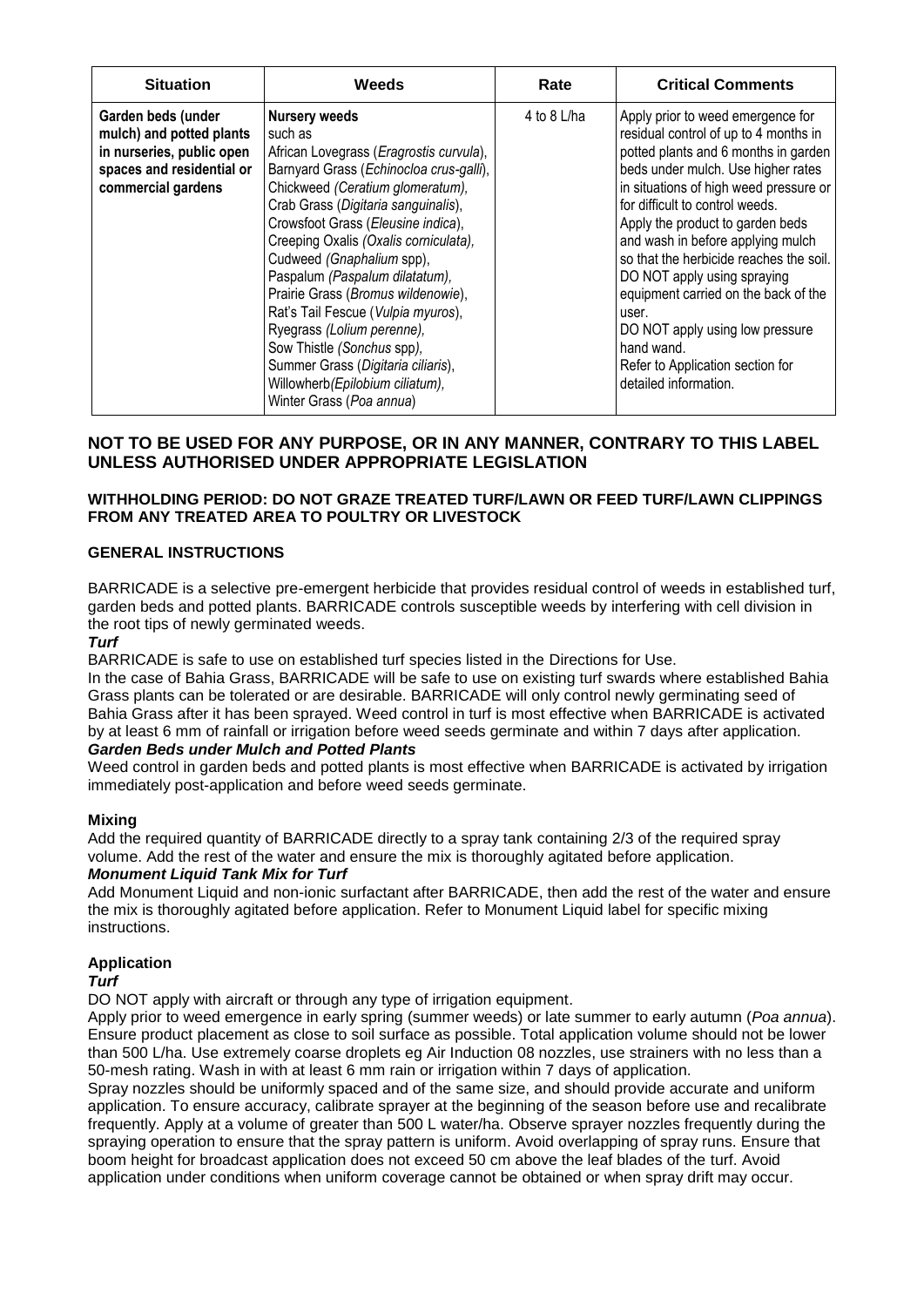| Situation | Weeds | Rate | Critical Comments |
|---|---|---|---|
| **Garden beds (under mulch) and potted plants in nurseries, public open spaces and residential or commercial gardens** | **Nursery weeds** such as African Lovegrass (*Eragrostis curvula*), Barnyard Grass (*Echinocloa crus-galli*), Chickweed (*Ceratium glomeratum*), Crab Grass (*Digitaria sanguinalis*), Crowsfoot Grass (*Eleusine indica*), Creeping Oxalis (*Oxalis corniculata*), Cudweed (*Gnaphalium* spp), Paspalum (*Paspalum dilatatum*), Prairie Grass (*Bromus wildenowie*), Rat's Tail Fescue (*Vulpia myuros*), Ryegrass (*Lolium perenne*), Sow Thistle (*Sonchus* spp), Summer Grass (*Digitaria ciliaris*), Willowherb (*Epilobium ciliatum*), Winter Grass (*Poa annua*) | 4 to 8 L/ha | Apply prior to weed emergence for residual control of up to 4 months in potted plants and 6 months in garden beds under mulch. Use higher rates in situations of high weed pressure or for difficult to control weeds. Apply the product to garden beds and wash in before applying mulch so that the herbicide reaches the soil. DO NOT apply using spraying equipment carried on the back of the user. DO NOT apply using low pressure hand wand. Refer to Application section for detailed information. |

**NOT TO BE USED FOR ANY PURPOSE, OR IN ANY MANNER, CONTRARY TO THIS LABEL UNLESS AUTHORISED UNDER APPROPRIATE LEGISLATION**

**WITHHOLDING PERIOD: DO NOT GRAZE TREATED TURF/LAWN OR FEED TURF/LAWN CLIPPINGS FROM ANY TREATED AREA TO POULTRY OR LIVESTOCK**

## GENERAL INSTRUCTIONS

BARRICADE is a selective pre-emergent herbicide that provides residual control of weeds in established turf, garden beds and potted plants. BARRICADE controls susceptible weeds by interfering with cell division in the root tips of newly germinated weeds.

***Turf***

BARRICADE is safe to use on established turf species listed in the Directions for Use.

In the case of Bahia Grass, BARRICADE will be safe to use on existing turf swards where established Bahia Grass plants can be tolerated or are desirable. BARRICADE will only control newly germinating seed of Bahia Grass after it has been sprayed. Weed control in turf is most effective when BARRICADE is activated by at least 6 mm of rainfall or irrigation before weed seeds germinate and within 7 days after application.

***Garden Beds under Mulch and Potted Plants***

Weed control in garden beds and potted plants is most effective when BARRICADE is activated by irrigation immediately post-application and before weed seeds germinate.

### Mixing

Add the required quantity of BARRICADE directly to a spray tank containing 2/3 of the required spray volume. Add the rest of the water and ensure the mix is thoroughly agitated before application.

***Monument Liquid Tank Mix for Turf***

Add Monument Liquid and non-ionic surfactant after BARRICADE, then add the rest of the water and ensure the mix is thoroughly agitated before application. Refer to Monument Liquid label for specific mixing instructions.

### Application

***Turf***

DO NOT apply with aircraft or through any type of irrigation equipment.

Apply prior to weed emergence in early spring (summer weeds) or late summer to early autumn (*Poa annua*). Ensure product placement as close to soil surface as possible. Total application volume should not be lower than 500 L/ha. Use extremely coarse droplets eg Air Induction 08 nozzles, use strainers with no less than a 50-mesh rating. Wash in with at least 6 mm rain or irrigation within 7 days of application.

Spray nozzles should be uniformly spaced and of the same size, and should provide accurate and uniform application. To ensure accuracy, calibrate sprayer at the beginning of the season before use and recalibrate frequently. Apply at a volume of greater than 500 L water/ha. Observe sprayer nozzles frequently during the spraying operation to ensure that the spray pattern is uniform. Avoid overlapping of spray runs. Ensure that boom height for broadcast application does not exceed 50 cm above the leaf blades of the turf. Avoid application under conditions when uniform coverage cannot be obtained or when spray drift may occur.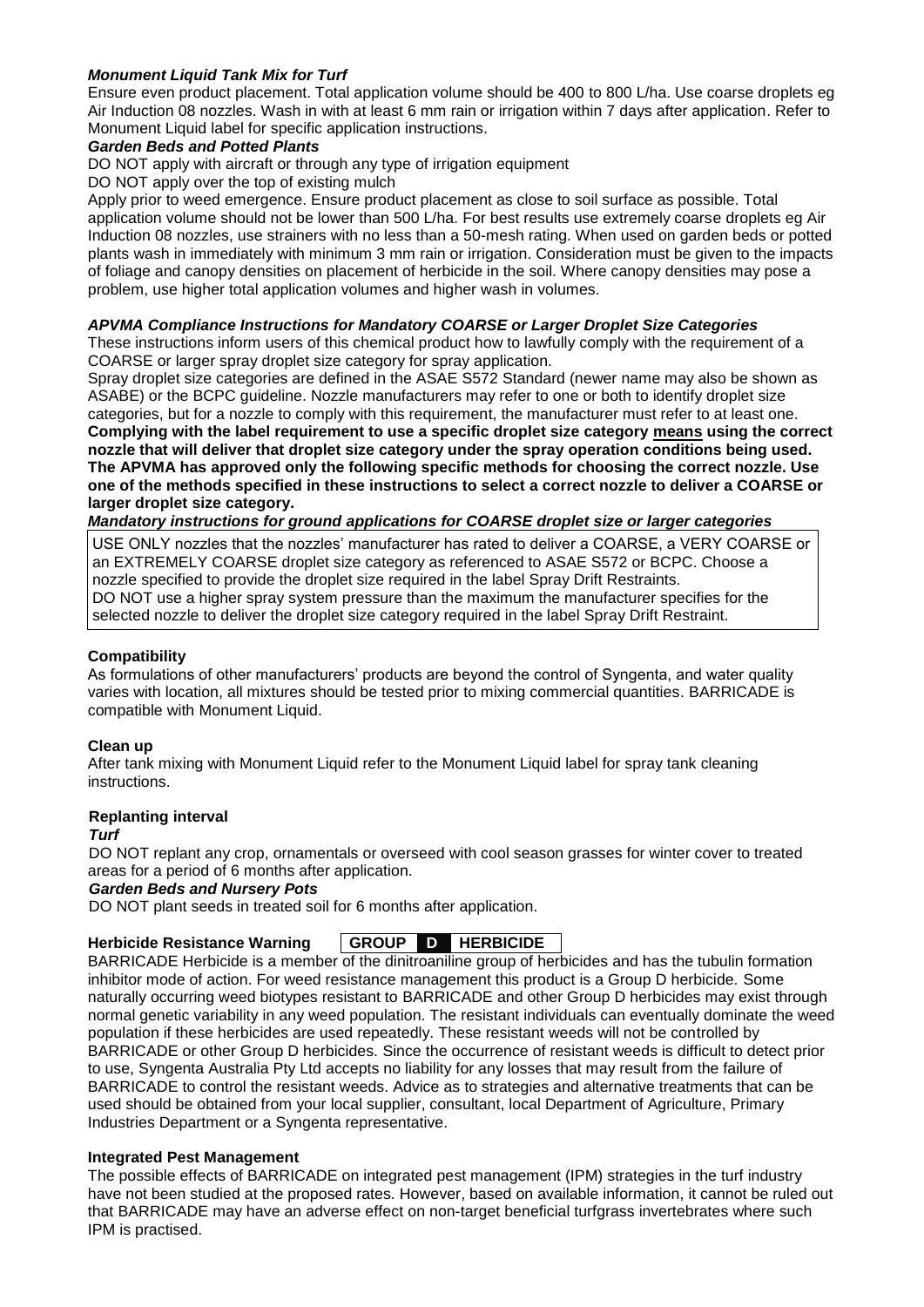***Monument Liquid Tank Mix for Turf***

Ensure even product placement. Total application volume should be 400 to 800 L/ha. Use coarse droplets eg Air Induction 08 nozzles. Wash in with at least 6 mm rain or irrigation within 7 days after application. Refer to Monument Liquid label for specific application instructions.

***Garden Beds and Potted Plants***

DO NOT apply with aircraft or through any type of irrigation equipment

DO NOT apply over the top of existing mulch

Apply prior to weed emergence. Ensure product placement as close to soil surface as possible. Total application volume should not be lower than 500 L/ha. For best results use extremely coarse droplets eg Air Induction 08 nozzles, use strainers with no less than a 50-mesh rating. When used on garden beds or potted plants wash in immediately with minimum 3 mm rain or irrigation. Consideration must be given to the impacts of foliage and canopy densities on placement of herbicide in the soil. Where canopy densities may pose a problem, use higher total application volumes and higher wash in volumes.

***APVMA Compliance Instructions for Mandatory COARSE or Larger Droplet Size Categories***

These instructions inform users of this chemical product how to lawfully comply with the requirement of a COARSE or larger spray droplet size category for spray application.

Spray droplet size categories are defined in the ASAE S572 Standard (newer name may also be shown as ASABE) or the BCPC guideline. Nozzle manufacturers may refer to one or both to identify droplet size categories, but for a nozzle to comply with this requirement, the manufacturer must refer to at least one.

**Complying with the label requirement to use a specific droplet size category means using the correct nozzle that will deliver that droplet size category under the spray operation conditions being used. The APVMA has approved only the following specific methods for choosing the correct nozzle. Use one of the methods specified in these instructions to select a correct nozzle to deliver a COARSE or larger droplet size category.**

***Mandatory instructions for ground applications for COARSE droplet size or larger categories***

USE ONLY nozzles that the nozzles' manufacturer has rated to deliver a COARSE, a VERY COARSE or an EXTREMELY COARSE droplet size category as referenced to ASAE S572 or BCPC. Choose a nozzle specified to provide the droplet size required in the label Spray Drift Restraints.

DO NOT use a higher spray system pressure than the maximum the manufacturer specifies for the selected nozzle to deliver the droplet size category required in the label Spray Drift Restraint.

### Compatibility

As formulations of other manufacturers' products are beyond the control of Syngenta, and water quality varies with location, all mixtures should be tested prior to mixing commercial quantities. BARRICADE is compatible with Monument Liquid.

### Clean up

After tank mixing with Monument Liquid refer to the Monument Liquid label for spray tank cleaning instructions.

### Replanting interval

***Turf***

DO NOT replant any crop, ornamentals or overseed with cool season grasses for winter cover to treated areas for a period of 6 months after application.

***Garden Beds and Nursery Pots***

DO NOT plant seeds in treated soil for 6 months after application.

### Herbicide Resistance Warning — GROUP D HERBICIDE

BARRICADE Herbicide is a member of the dinitroaniline group of herbicides and has the tubulin formation inhibitor mode of action. For weed resistance management this product is a Group D herbicide. Some naturally occurring weed biotypes resistant to BARRICADE and other Group D herbicides may exist through normal genetic variability in any weed population. The resistant individuals can eventually dominate the weed population if these herbicides are used repeatedly. These resistant weeds will not be controlled by BARRICADE or other Group D herbicides. Since the occurrence of resistant weeds is difficult to detect prior to use, Syngenta Australia Pty Ltd accepts no liability for any losses that may result from the failure of BARRICADE to control the resistant weeds. Advice as to strategies and alternative treatments that can be used should be obtained from your local supplier, consultant, local Department of Agriculture, Primary Industries Department or a Syngenta representative.

### Integrated Pest Management

The possible effects of BARRICADE on integrated pest management (IPM) strategies in the turf industry have not been studied at the proposed rates. However, based on available information, it cannot be ruled out that BARRICADE may have an adverse effect on non-target beneficial turfgrass invertebrates where such IPM is practised.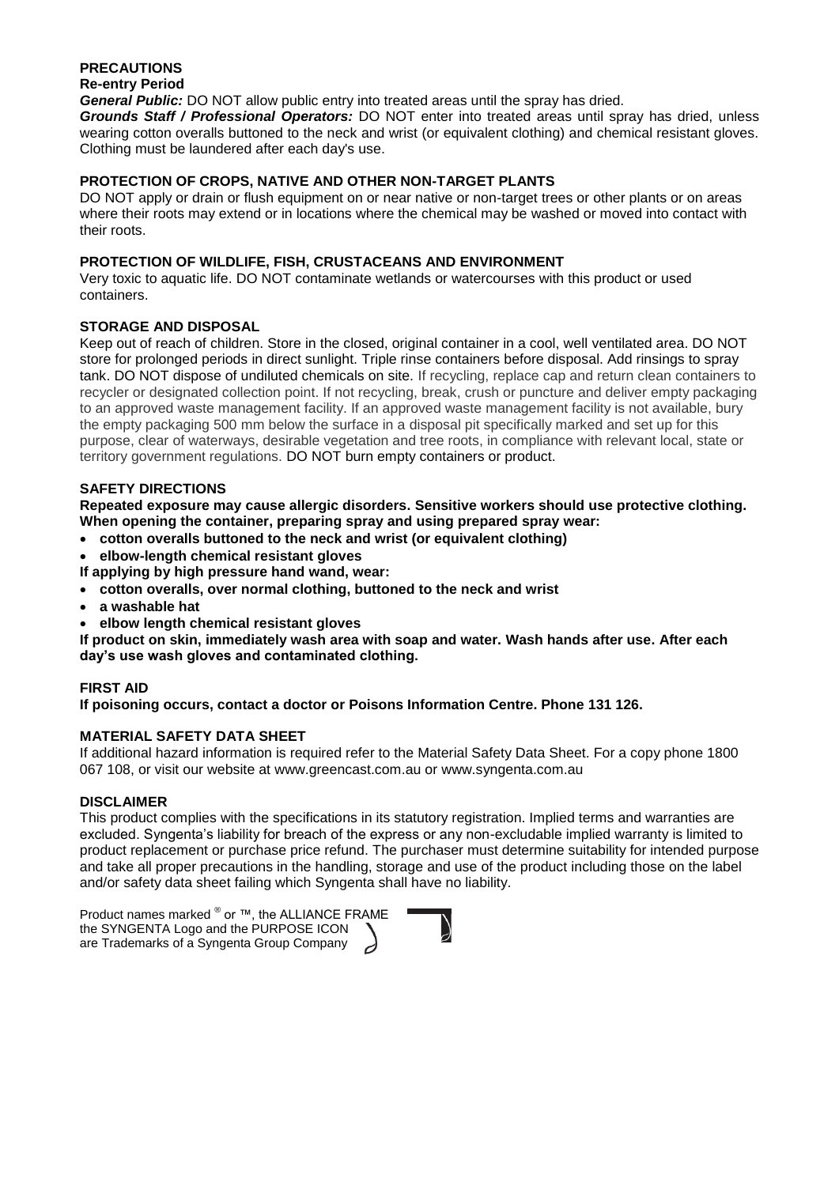## PRECAUTIONS

**Re-entry Period**

***General Public:*** DO NOT allow public entry into treated areas until the spray has dried.

***Grounds Staff / Professional Operators:*** DO NOT enter into treated areas until spray has dried, unless wearing cotton overalls buttoned to the neck and wrist (or equivalent clothing) and chemical resistant gloves. Clothing must be laundered after each day's use.

## PROTECTION OF CROPS, NATIVE AND OTHER NON-TARGET PLANTS

DO NOT apply or drain or flush equipment on or near native or non-target trees or other plants or on areas where their roots may extend or in locations where the chemical may be washed or moved into contact with their roots.

## PROTECTION OF WILDLIFE, FISH, CRUSTACEANS AND ENVIRONMENT

Very toxic to aquatic life. DO NOT contaminate wetlands or watercourses with this product or used containers.

## STORAGE AND DISPOSAL

Keep out of reach of children. Store in the closed, original container in a cool, well ventilated area. DO NOT store for prolonged periods in direct sunlight. Triple rinse containers before disposal. Add rinsings to spray tank. DO NOT dispose of undiluted chemicals on site. If recycling, replace cap and return clean containers to recycler or designated collection point. If not recycling, break, crush or puncture and deliver empty packaging to an approved waste management facility. If an approved waste management facility is not available, bury the empty packaging 500 mm below the surface in a disposal pit specifically marked and set up for this purpose, clear of waterways, desirable vegetation and tree roots, in compliance with relevant local, state or territory government regulations. DO NOT burn empty containers or product.

## SAFETY DIRECTIONS

**Repeated exposure may cause allergic disorders. Sensitive workers should use protective clothing. When opening the container, preparing spray and using prepared spray wear:**

- **cotton overalls buttoned to the neck and wrist (or equivalent clothing)**
- **elbow-length chemical resistant gloves**

**If applying by high pressure hand wand, wear:**

- **cotton overalls, over normal clothing, buttoned to the neck and wrist**
- **a washable hat**
- **elbow length chemical resistant gloves**

**If product on skin, immediately wash area with soap and water. Wash hands after use. After each day's use wash gloves and contaminated clothing.**

## FIRST AID

**If poisoning occurs, contact a doctor or Poisons Information Centre. Phone 131 126.**

## MATERIAL SAFETY DATA SHEET

If additional hazard information is required refer to the Material Safety Data Sheet. For a copy phone 1800 067 108, or visit our website at www.greencast.com.au or www.syngenta.com.au

## DISCLAIMER

This product complies with the specifications in its statutory registration. Implied terms and warranties are excluded. Syngenta's liability for breach of the express or any non-excludable implied warranty is limited to product replacement or purchase price refund. The purchaser must determine suitability for intended purpose and take all proper precautions in the handling, storage and use of the product including those on the label and/or safety data sheet failing which Syngenta shall have no liability.

Product names marked ® or ™, the ALLIANCE FRAME the SYNGENTA Logo and the PURPOSE ICON are Trademarks of a Syngenta Group Company